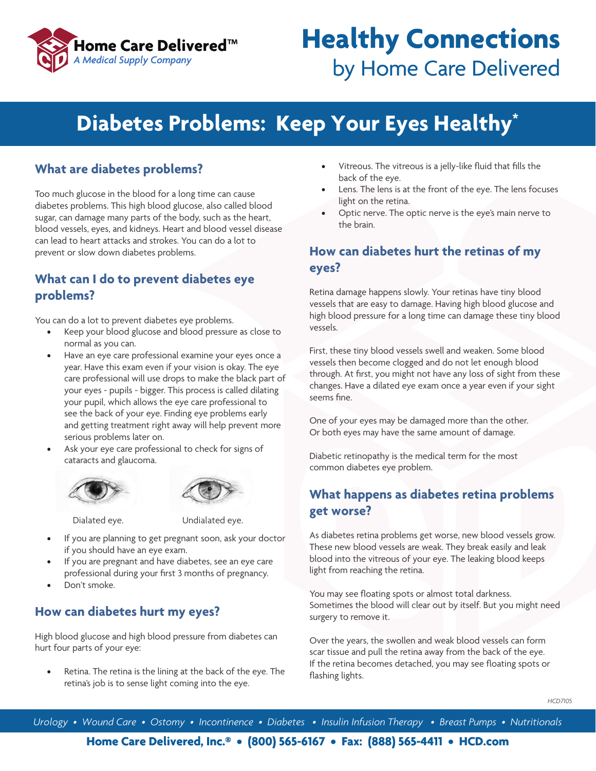Home Care Delivered™
*A Medical Supply Company*

# Healthy Connections
by Home Care Delivered

# Diabetes Problems: Keep Your Eyes Healthy*

## What are diabetes problems?

Too much glucose in the blood for a long time can cause diabetes problems. This high blood glucose, also called blood sugar, can damage many parts of the body, such as the heart, blood vessels, eyes, and kidneys. Heart and blood vessel disease can lead to heart attacks and strokes. You can do a lot to prevent or slow down diabetes problems.

## What can I do to prevent diabetes eye problems?

You can do a lot to prevent diabetes eye problems.

- Keep your blood glucose and blood pressure as close to normal as you can.
- Have an eye care professional examine your eyes once a year. Have this exam even if your vision is okay. The eye care professional will use drops to make the black part of your eyes - pupils - bigger. This process is called dilating your pupil, which allows the eye care professional to see the back of your eye. Finding eye problems early and getting treatment right away will help prevent more serious problems later on.
- Ask your eye care professional to check for signs of cataracts and glaucoma.

Dialated eye.

Undialated eye.

- If you are planning to get pregnant soon, ask your doctor if you should have an eye exam.
- If you are pregnant and have diabetes, see an eye care professional during your first 3 months of pregnancy.
- Don't smoke.

## How can diabetes hurt my eyes?

High blood glucose and high blood pressure from diabetes can hurt four parts of your eye:

- Retina. The retina is the lining at the back of the eye. The retina's job is to sense light coming into the eye.
- Vitreous. The vitreous is a jelly-like fluid that fills the back of the eye.
- Lens. The lens is at the front of the eye. The lens focuses light on the retina.
- Optic nerve. The optic nerve is the eye's main nerve to the brain.

## How can diabetes hurt the retinas of my eyes?

Retina damage happens slowly. Your retinas have tiny blood vessels that are easy to damage. Having high blood glucose and high blood pressure for a long time can damage these tiny blood vessels.

First, these tiny blood vessels swell and weaken. Some blood vessels then become clogged and do not let enough blood through. At first, you might not have any loss of sight from these changes. Have a dilated eye exam once a year even if your sight seems fine.

One of your eyes may be damaged more than the other. Or both eyes may have the same amount of damage.

Diabetic retinopathy is the medical term for the most common diabetes eye problem.

## What happens as diabetes retina problems get worse?

As diabetes retina problems get worse, new blood vessels grow. These new blood vessels are weak. They break easily and leak blood into the vitreous of your eye. The leaking blood keeps light from reaching the retina.

You may see floating spots or almost total darkness. Sometimes the blood will clear out by itself. But you might need surgery to remove it.

Over the years, the swollen and weak blood vessels can form scar tissue and pull the retina away from the back of the eye. If the retina becomes detached, you may see floating spots or flashing lights.

HCD7105

*Urology • Wound Care • Ostomy • Incontinence • Diabetes • Insulin Infusion Therapy • Breast Pumps • Nutritionals*

**Home Care Delivered, Inc.® • (800) 565-6167 • Fax: (888) 565-4411 • HCD.com**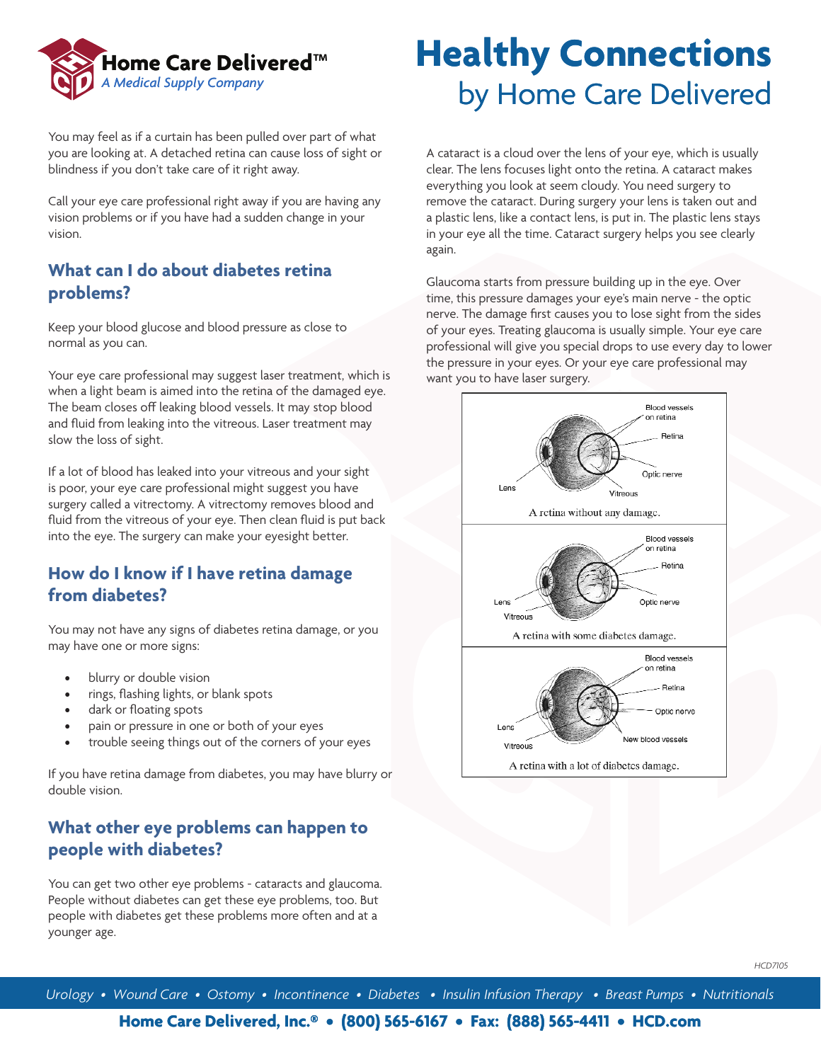You may feel as if a curtain has been pulled over part of what you are looking at. A detached retina can cause loss of sight or blindness if you don't take care of it right away.

Call your eye care professional right away if you are having any vision problems or if you have had a sudden change in your vision.

## What can I do about diabetes retina problems?

Keep your blood glucose and blood pressure as close to normal as you can.

Your eye care professional may suggest laser treatment, which is when a light beam is aimed into the retina of the damaged eye. The beam closes off leaking blood vessels. It may stop blood and fluid from leaking into the vitreous. Laser treatment may slow the loss of sight.

If a lot of blood has leaked into your vitreous and your sight is poor, your eye care professional might suggest you have surgery called a vitrectomy. A vitrectomy removes blood and fluid from the vitreous of your eye. Then clean fluid is put back into the eye. The surgery can make your eyesight better.

## How do I know if I have retina damage from diabetes?

You may not have any signs of diabetes retina damage, or you may have one or more signs:

- blurry or double vision
- rings, flashing lights, or blank spots
- dark or floating spots
- pain or pressure in one or both of your eyes
- trouble seeing things out of the corners of your eyes

If you have retina damage from diabetes, you may have blurry or double vision.

## What other eye problems can happen to people with diabetes?

You can get two other eye problems - cataracts and glaucoma. People without diabetes can get these eye problems, too. But people with diabetes get these problems more often and at a younger age.

A cataract is a cloud over the lens of your eye, which is usually clear. The lens focuses light onto the retina. A cataract makes everything you look at seem cloudy. You need surgery to remove the cataract. During surgery your lens is taken out and a plastic lens, like a contact lens, is put in. The plastic lens stays in your eye all the time. Cataract surgery helps you see clearly again.

Glaucoma starts from pressure building up in the eye. Over time, this pressure damages your eye's main nerve - the optic nerve. The damage first causes you to lose sight from the sides of your eyes. Treating glaucoma is usually simple. Your eye care professional will give you special drops to use every day to lower the pressure in your eyes. Or your eye care professional may want you to have laser surgery.

Blood vessels on retina
Retina
Optic nerve
Lens
Vitreous

A retina without any damage.

Blood vessels on retina
Retina
Lens
Optic nerve
Vitreous

A retina with some diabetes damage.

Blood vessels on retina
Retina
Optic nerve
Lens
New blood vessels
Vitreous

A retina with a lot of diabetes damage.

HCD7105